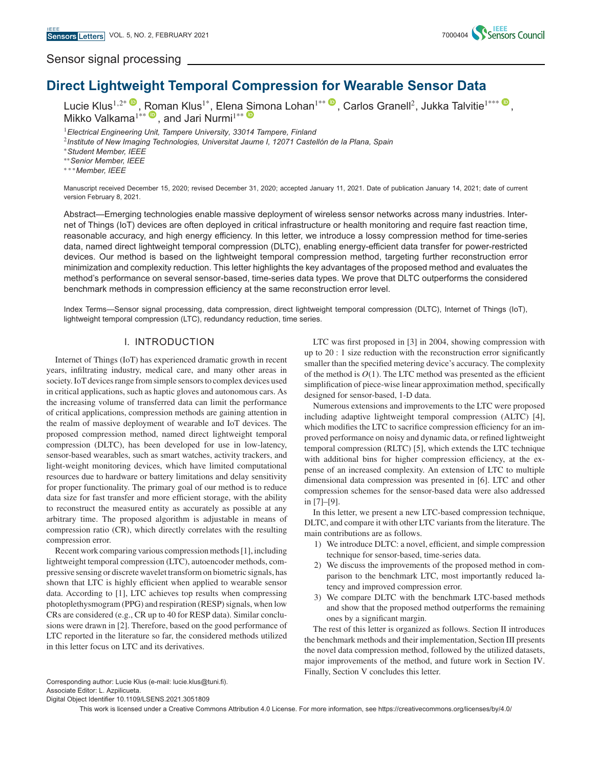Sensor signal processing

# Direct Lightweight Temporal Compression for Wearable Sensor Data

Lucie Klus[1,2*], Roman Klus[1*], Elena Simona Lohan[1**], Carlos Granell[2], Jukka Talvitie[1***], Mikko Valkama[1**], and Jari Nurmi[1**]

[1]*Electrical Engineering Unit, Tampere University, 33014 Tampere, Finland*
[2]*Institute of New Imaging Technologies, Universitat Jaume I, 12071 Castellón de la Plana, Spain*
[*]*Student Member, IEEE*
[**]*Senior Member, IEEE*
[***]*Member, IEEE*

Manuscript received December 15, 2020; revised December 31, 2020; accepted January 11, 2021. Date of publication January 14, 2021; date of current version February 8, 2021.

Abstract—Emerging technologies enable massive deployment of wireless sensor networks across many industries. Internet of Things (IoT) devices are often deployed in critical infrastructure or health monitoring and require fast reaction time, reasonable accuracy, and high energy efficiency. In this letter, we introduce a lossy compression method for time-series data, named direct lightweight temporal compression (DLTC), enabling energy-efficient data transfer for power-restricted devices. Our method is based on the lightweight temporal compression method, targeting further reconstruction error minimization and complexity reduction. This letter highlights the key advantages of the proposed method and evaluates the method's performance on several sensor-based, time-series data types. We prove that DLTC outperforms the considered benchmark methods in compression efficiency at the same reconstruction error level.

Index Terms—Sensor signal processing, data compression, direct lightweight temporal compression (DLTC), Internet of Things (IoT), lightweight temporal compression (LTC), redundancy reduction, time series.

## I. INTRODUCTION

Internet of Things (IoT) has experienced dramatic growth in recent years, infiltrating industry, medical care, and many other areas in society. IoT devices range from simple sensors to complex devices used in critical applications, such as haptic gloves and autonomous cars. As the increasing volume of transferred data can limit the performance of critical applications, compression methods are gaining attention in the realm of massive deployment of wearable and IoT devices. The proposed compression method, named direct lightweight temporal compression (DLTC), has been developed for use in low-latency, sensor-based wearables, such as smart watches, activity trackers, and light-weight monitoring devices, which have limited computational resources due to hardware or battery limitations and delay sensitivity for proper functionality. The primary goal of our method is to reduce data size for fast transfer and more efficient storage, with the ability to reconstruct the measured entity as accurately as possible at any arbitrary time. The proposed algorithm is adjustable in means of compression ratio (CR), which directly correlates with the resulting compression error.

Recent work comparing various compression methods [1], including lightweight temporal compression (LTC), autoencoder methods, compressive sensing or discrete wavelet transform on biometric signals, has shown that LTC is highly efficient when applied to wearable sensor data. According to [1], LTC achieves top results when compressing photoplethysmogram (PPG) and respiration (RESP) signals, when low CRs are considered (e.g., CR up to 40 for RESP data). Similar conclusions were drawn in [2]. Therefore, based on the good performance of LTC reported in the literature so far, the considered methods utilized in this letter focus on LTC and its derivatives.

LTC was first proposed in [3] in 2004, showing compression with up to 20 : 1 size reduction with the reconstruction error significantly smaller than the specified metering device's accuracy. The complexity of the method is $O(1)$. The LTC method was presented as the efficient simplification of piece-wise linear approximation method, specifically designed for sensor-based, 1-D data.

Numerous extensions and improvements to the LTC were proposed including adaptive lightweight temporal compression (ALTC) [4], which modifies the LTC to sacrifice compression efficiency for an improved performance on noisy and dynamic data, or refined lightweight temporal compression (RLTC) [5], which extends the LTC technique with additional bins for higher compression efficiency, at the expense of an increased complexity. An extension of LTC to multiple dimensional data compression was presented in [6]. LTC and other compression schemes for the sensor-based data were also addressed in [7]–[9].

In this letter, we present a new LTC-based compression technique, DLTC, and compare it with other LTC variants from the literature. The main contributions are as follows.

1) We introduce DLTC: a novel, efficient, and simple compression technique for sensor-based, time-series data.
2) We discuss the improvements of the proposed method in comparison to the benchmark LTC, most importantly reduced latency and improved compression error.
3) We compare DLTC with the benchmark LTC-based methods and show that the proposed method outperforms the remaining ones by a significant margin.

The rest of this letter is organized as follows. Section II introduces the benchmark methods and their implementation, Section III presents the novel data compression method, followed by the utilized datasets, major improvements of the method, and future work in Section IV. Finally, Section V concludes this letter.

Corresponding author: Lucie Klus (e-mail: lucie.klus@tuni.fi).
Associate Editor: L. Azpilicueta.
Digital Object Identifier 10.1109/LSENS.2021.3051809

This work is licensed under a Creative Commons Attribution 4.0 License. For more information, see https://creativecommons.org/licenses/by/4.0/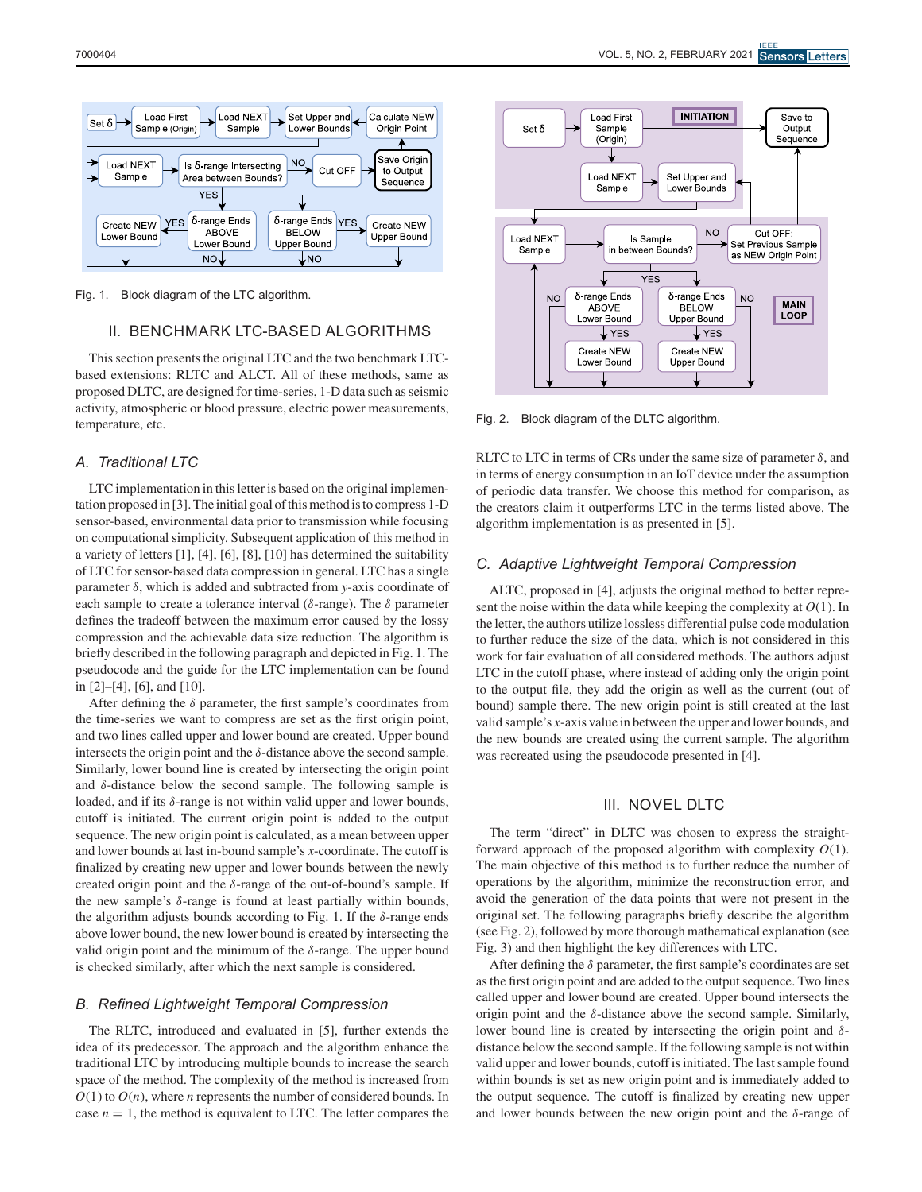Fig. 1. Block diagram of the LTC algorithm.

## II. BENCHMARK LTC-BASED ALGORITHMS

This section presents the original LTC and the two benchmark LTC-based extensions: RLTC and ALCT. All of these methods, same as proposed DLTC, are designed for time-series, 1-D data such as seismic activity, atmospheric or blood pressure, electric power measurements, temperature, etc.

### A. Traditional LTC

LTC implementation in this letter is based on the original implementation proposed in [3]. The initial goal of this method is to compress 1-D sensor-based, environmental data prior to transmission while focusing on computational simplicity. Subsequent application of this method in a variety of letters [1], [4], [6], [8], [10] has determined the suitability of LTC for sensor-based data compression in general. LTC has a single parameter $\delta$, which is added and subtracted from $y$-axis coordinate of each sample to create a tolerance interval ($\delta$-range). The $\delta$ parameter defines the tradeoff between the maximum error caused by the lossy compression and the achievable data size reduction. The algorithm is briefly described in the following paragraph and depicted in Fig. 1. The pseudocode and the guide for the LTC implementation can be found in [2]–[4], [6], and [10].

After defining the $\delta$ parameter, the first sample's coordinates from the time-series we want to compress are set as the first origin point, and two lines called upper and lower bound are created. Upper bound intersects the origin point and the $\delta$-distance above the second sample. Similarly, lower bound line is created by intersecting the origin point and $\delta$-distance below the second sample. The following sample is loaded, and if its $\delta$-range is not within valid upper and lower bounds, cutoff is initiated. The current origin point is added to the output sequence. The new origin point is calculated, as a mean between upper and lower bounds at last in-bound sample's $x$-coordinate. The cutoff is finalized by creating new upper and lower bounds between the newly created origin point and the $\delta$-range of the out-of-bound's sample. If the new sample's $\delta$-range is found at least partially within bounds, the algorithm adjusts bounds according to Fig. 1. If the $\delta$-range ends above lower bound, the new lower bound is created by intersecting the valid origin point and the minimum of the $\delta$-range. The upper bound is checked similarly, after which the next sample is considered.

### B. Refined Lightweight Temporal Compression

The RLTC, introduced and evaluated in [5], further extends the idea of its predecessor. The approach and the algorithm enhance the traditional LTC by introducing multiple bounds to increase the search space of the method. The complexity of the method is increased from $O(1)$ to $O(n)$, where $n$ represents the number of considered bounds. In case $n = 1$, the method is equivalent to LTC. The letter compares the RLTC to LTC in terms of CRs under the same size of parameter $\delta$, and in terms of energy consumption in an IoT device under the assumption of periodic data transfer. We choose this method for comparison, as the creators claim it outperforms LTC in the terms listed above. The algorithm implementation is as presented in [5].

### C. Adaptive Lightweight Temporal Compression

ALTC, proposed in [4], adjusts the original method to better represent the noise within the data while keeping the complexity at $O(1)$. In the letter, the authors utilize lossless differential pulse code modulation to further reduce the size of the data, which is not considered in this work for fair evaluation of all considered methods. The authors adjust LTC in the cutoff phase, where instead of adding only the origin point to the output file, they add the origin as well as the current (out of bound) sample there. The new origin point is still created at the last valid sample's $x$-axis value in between the upper and lower bounds, and the new bounds are created using the current sample. The algorithm was recreated using the pseudocode presented in [4].

Fig. 2. Block diagram of the DLTC algorithm.

## III. NOVEL DLTC

The term "direct" in DLTC was chosen to express the straightforward approach of the proposed algorithm with complexity $O(1)$. The main objective of this method is to further reduce the number of operations by the algorithm, minimize the reconstruction error, and avoid the generation of the data points that were not present in the original set. The following paragraphs briefly describe the algorithm (see Fig. 2), followed by more thorough mathematical explanation (see Fig. 3) and then highlight the key differences with LTC.

After defining the $\delta$ parameter, the first sample's coordinates are set as the first origin point and are added to the output sequence. Two lines called upper and lower bound are created. Upper bound intersects the origin point and the $\delta$-distance above the second sample. Similarly, lower bound line is created by intersecting the origin point and $\delta$-distance below the second sample. If the following sample is not within valid upper and lower bounds, cutoff is initiated. The last sample found within bounds is set as new origin point and is immediately added to the output sequence. The cutoff is finalized by creating new upper and lower bounds between the new origin point and the $\delta$-range of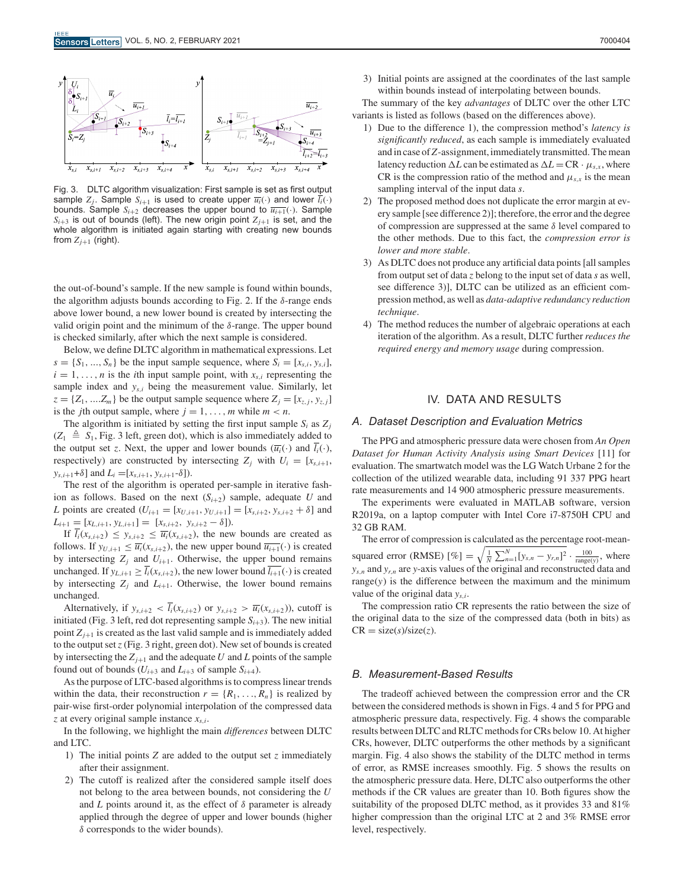Fig. 3. DLTC algorithm visualization: First sample is set as first output sample $Z_j$. Sample $S_{i+1}$ is used to create upper $\overline{u_i}(\cdot)$ and lower $\overline{l_i}(\cdot)$ bounds. Sample $S_{i+2}$ decreases the upper bound to $\overline{u_{i+1}}(\cdot)$. Sample $S_{i+3}$ is out of bounds (left). The new origin point $Z_{j+1}$ is set, and the whole algorithm is initiated again starting with creating new bounds from $Z_{j+1}$ (right).

the out-of-bound's sample. If the new sample is found within bounds, the algorithm adjusts bounds according to Fig. 2. If the $\delta$-range ends above lower bound, a new lower bound is created by intersecting the valid origin point and the minimum of the $\delta$-range. The upper bound is checked similarly, after which the next sample is considered.

Below, we define DLTC algorithm in mathematical expressions. Let $s = \{S_1, \ldots, S_n\}$ be the input sample sequence, where $S_i = [x_{s,i}, y_{s,i}]$, $i = 1, \ldots, n$ is the $i$th input sample point, with $x_{s,i}$ representing the sample index and $y_{s,i}$ being the measurement value. Similarly, let $z = \{Z_1, \ldots Z_m\}$ be the output sample sequence where $Z_j = [x_{z,j}, y_{z,j}]$ is the $j$th output sample, where $j = 1, \ldots, m$ while $m < n$.

The algorithm is initiated by setting the first input sample $S_i$ as $Z_j$ ($Z_1 \triangleq S_1$, Fig. 3 left, green dot), which is also immediately added to the output set $z$. Next, the upper and lower bounds ($\overline{u_i}(\cdot)$ and $\overline{l_i}(\cdot)$, respectively) are constructed by intersecting $Z_j$ with $U_i = [x_{s,i+1}, y_{s,i+1}+\delta]$ and $L_i = [x_{s,i+1}, y_{s,i+1}-\delta]$).

The rest of the algorithm is operated per-sample in iterative fashion as follows. Based on the next ($S_{i+2}$) sample, adequate $U$ and $L$ points are created ($U_{i+1} = [x_{U,i+1}, y_{U,i+1}] = [x_{s,i+2}, y_{s,i+2} + \delta]$ and $L_{i+1} = [x_{L,i+1}, y_{L,i+1}] = [x_{s,i+2}, y_{s,i+2} - \delta]$).

If $\overline{l_i}(x_{s,i+2}) \leq y_{s,i+2} \leq \overline{u_i}(x_{s,i+2})$, the new bounds are created as follows. If $y_{U,i+1} \leq \overline{u_i}(x_{s,i+2})$, the new upper bound $\overline{u_{i+1}}(\cdot)$ is created by intersecting $Z_j$ and $U_{i+1}$. Otherwise, the upper bound remains unchanged. If $y_{L,i+1} \geq \overline{l_i}(x_{s,i+2})$, the new lower bound $\overline{l_{i+1}}(\cdot)$ is created by intersecting $Z_j$ and $L_{i+1}$. Otherwise, the lower bound remains unchanged.

Alternatively, if $y_{s,i+2} < \overline{l_i}(x_{s,i+2})$ or $y_{s,i+2} > \overline{u_i}(x_{s,i+2})$), cutoff is initiated (Fig. 3 left, red dot representing sample $S_{i+3}$). The new initial point $Z_{j+1}$ is created as the last valid sample and is immediately added to the output set $z$ (Fig. 3 right, green dot). New set of bounds is created by intersecting the $Z_{j+1}$ and the adequate $U$ and $L$ points of the sample found out of bounds ($U_{i+3}$ and $L_{i+3}$ of sample $S_{i+4}$).

As the purpose of LTC-based algorithms is to compress linear trends within the data, their reconstruction $r = \{R_1, \ldots, R_n\}$ is realized by pair-wise first-order polynomial interpolation of the compressed data $z$ at every original sample instance $x_{s,i}$.

In the following, we highlight the main *differences* between DLTC and LTC.

1) The initial points $Z$ are added to the output set $z$ immediately after their assignment.
2) The cutoff is realized after the considered sample itself does not belong to the area between bounds, not considering the $U$ and $L$ points around it, as the effect of $\delta$ parameter is already applied through the degree of upper and lower bounds (higher $\delta$ corresponds to the wider bounds).
3) Initial points are assigned at the coordinates of the last sample within bounds instead of interpolating between bounds.

The summary of the key *advantages* of DLTC over the other LTC variants is listed as follows (based on the differences above).

1) Due to the difference 1), the compression method's *latency is significantly reduced*, as each sample is immediately evaluated and in case of $Z$-assignment, immediately transmitted. The mean latency reduction $\Delta L$ can be estimated as $\Delta L = \mathrm{CR} \cdot \mu_{s,x}$, where CR is the compression ratio of the method and $\mu_{s,x}$ is the mean sampling interval of the input data $s$.
2) The proposed method does not duplicate the error margin at every sample [see difference 2)]; therefore, the error and the degree of compression are suppressed at the same $\delta$ level compared to the other methods. Due to this fact, the *compression error is lower and more stable*.
3) As DLTC does not produce any artificial data points [all samples from output set of data $z$ belong to the input set of data $s$ as well, see difference 3)], DLTC can be utilized as an efficient compression method, as well as *data-adaptive redundancy reduction technique*.
4) The method reduces the number of algebraic operations at each iteration of the algorithm. As a result, DLTC further *reduces the required energy and memory usage* during compression.

## IV. DATA AND RESULTS

### A. Dataset Description and Evaluation Metrics

The PPG and atmospheric pressure data were chosen from *An Open Dataset for Human Activity Analysis using Smart Devices* [11] for evaluation. The smartwatch model was the LG Watch Urbane 2 for the collection of the utilized wearable data, including 91 337 PPG heart rate measurements and 14 900 atmospheric pressure measurements.

The experiments were evaluated in MATLAB software, version R2019a, on a laptop computer with Intel Core i7-8750H CPU and 32 GB RAM.

The error of compression is calculated as the percentage root-mean-squared error (RMSE) [%] $= \sqrt{\frac{1}{N}\sum_{n=1}^{N}[y_{s,n} - y_{r,n}]^2} \cdot \frac{100}{\mathrm{range}(y)}$, where $y_{s,n}$ and $y_{r,n}$ are $y$-axis values of the original and reconstructed data and range($y$) is the difference between the maximum and the minimum value of the original data $y_{s,i}$.

The compression ratio CR represents the ratio between the size of the original data to the size of the compressed data (both in bits) as $\mathrm{CR} = \mathrm{size}(s)/\mathrm{size}(z)$.

### B. Measurement-Based Results

The tradeoff achieved between the compression error and the CR between the considered methods is shown in Figs. 4 and 5 for PPG and atmospheric pressure data, respectively. Fig. 4 shows the comparable results between DLTC and RLTC methods for CRs below 10. At higher CRs, however, DLTC outperforms the other methods by a significant margin. Fig. 4 also shows the stability of the DLTC method in terms of error, as RMSE increases smoothly. Fig. 5 shows the results on the atmospheric pressure data. Here, DLTC also outperforms the other methods if the CR values are greater than 10. Both figures show the suitability of the proposed DLTC method, as it provides 33 and 81% higher compression than the original LTC at 2 and 3% RMSE error level, respectively.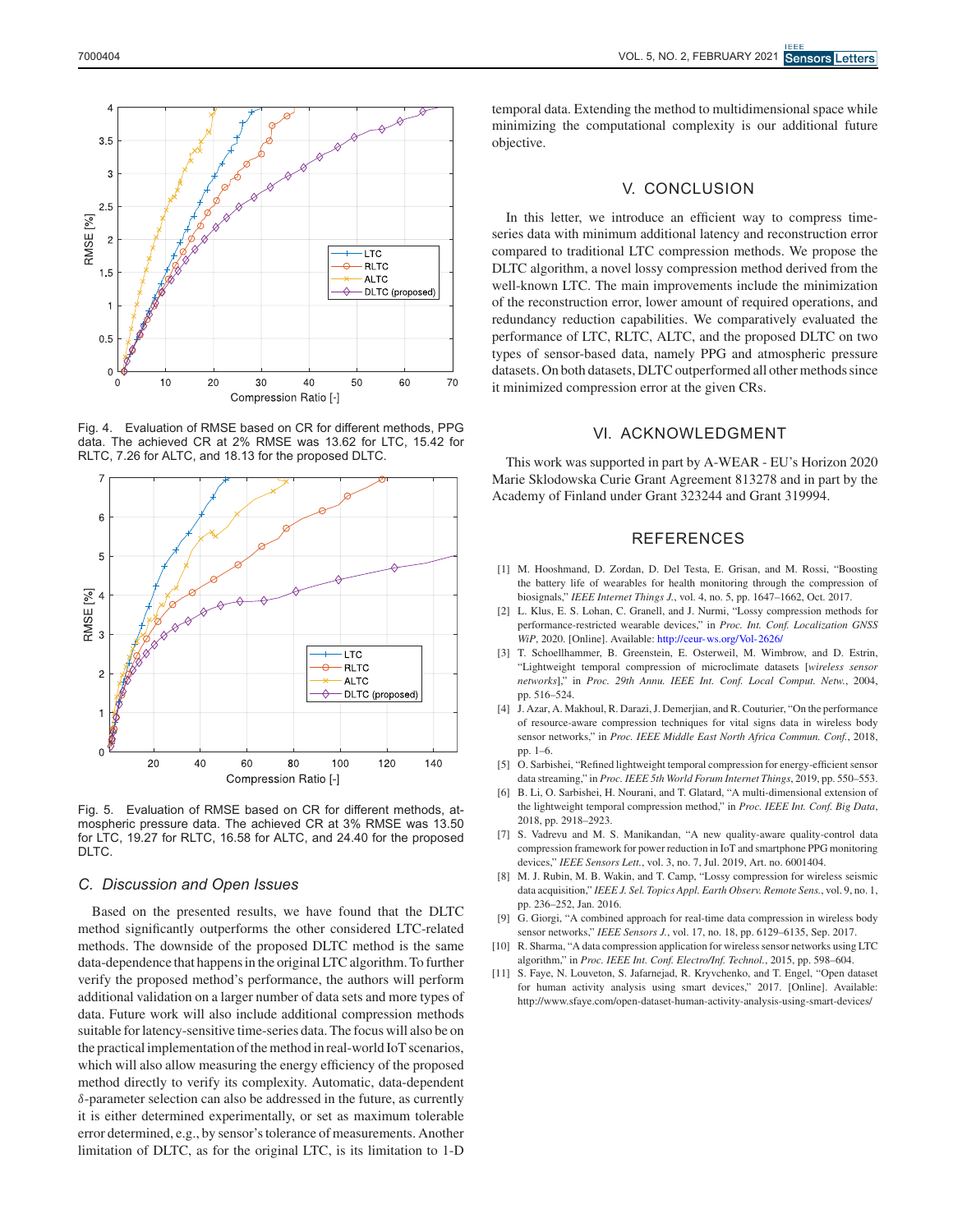RMSE [%]

Compression Ratio [-]

0, 0.5, 1, 1.5, 2, 2.5, 3, 3.5, 4

0, 10, 20, 30, 40, 50, 60, 70

LTC
RLTC
ALTC
DLTC (proposed)

Fig. 4. Evaluation of RMSE based on CR for different methods, PPG data. The achieved CR at 2% RMSE was 13.62 for LTC, 15.42 for RLTC, 7.26 for ALTC, and 18.13 for the proposed DLTC.

RMSE [%]

Compression Ratio [-]

0, 1, 2, 3, 4, 5, 6, 7

20, 40, 60, 80, 100, 120, 140

LTC
RLTC
ALTC
DLTC (proposed)

Fig. 5. Evaluation of RMSE based on CR for different methods, atmospheric pressure data. The achieved CR at 3% RMSE was 13.50 for LTC, 19.27 for RLTC, 16.58 for ALTC, and 24.40 for the proposed DLTC.

### C. Discussion and Open Issues

Based on the presented results, we have found that the DLTC method significantly outperforms the other considered LTC-related methods. The downside of the proposed DLTC method is the same data-dependence that happens in the original LTC algorithm. To further verify the proposed method's performance, the authors will perform additional validation on a larger number of data sets and more types of data. Future work will also include additional compression methods suitable for latency-sensitive time-series data. The focus will also be on the practical implementation of the method in real-world IoT scenarios, which will also allow measuring the energy efficiency of the proposed method directly to verify its complexity. Automatic, data-dependent $\delta$-parameter selection can also be addressed in the future, as currently it is either determined experimentally, or set as maximum tolerable error determined, e.g., by sensor's tolerance of measurements. Another limitation of DLTC, as for the original LTC, is its limitation to 1-D temporal data. Extending the method to multidimensional space while minimizing the computational complexity is our additional future objective.

## V. CONCLUSION

In this letter, we introduce an efficient way to compress time-series data with minimum additional latency and reconstruction error compared to traditional LTC compression methods. We propose the DLTC algorithm, a novel lossy compression method derived from the well-known LTC. The main improvements include the minimization of the reconstruction error, lower amount of required operations, and redundancy reduction capabilities. We comparatively evaluated the performance of LTC, RLTC, ALTC, and the proposed DLTC on two types of sensor-based data, namely PPG and atmospheric pressure datasets. On both datasets, DLTC outperformed all other methods since it minimized compression error at the given CRs.

## VI. ACKNOWLEDGMENT

This work was supported in part by A-WEAR - EU's Horizon 2020 Marie Sklodowska Curie Grant Agreement 813278 and in part by the Academy of Finland under Grant 323244 and Grant 319994.

## REFERENCES

[1] M. Hooshmand, D. Zordan, D. Del Testa, E. Grisan, and M. Rossi, "Boosting the battery life of wearables for health monitoring through the compression of biosignals," *IEEE Internet Things J.*, vol. 4, no. 5, pp. 1647–1662, Oct. 2017.

[2] L. Klus, E. S. Lohan, C. Granell, and J. Nurmi, "Lossy compression methods for performance-restricted wearable devices," in *Proc. Int. Conf. Localization GNSS WiP*, 2020. [Online]. Available: http://ceur-ws.org/Vol-2626/

[3] T. Schoellhammer, B. Greenstein, E. Osterweil, M. Wimbrow, and D. Estrin, "Lightweight temporal compression of microclimate datasets [*wireless sensor networks*]," in *Proc. 29th Annu. IEEE Int. Conf. Local Comput. Netw.*, 2004, pp. 516–524.

[4] J. Azar, A. Makhoul, R. Darazi, J. Demerjian, and R. Couturier, "On the performance of resource-aware compression techniques for vital signs data in wireless body sensor networks," in *Proc. IEEE Middle East North Africa Commun. Conf.*, 2018, pp. 1–6.

[5] O. Sarbishei, "Refined lightweight temporal compression for energy-efficient sensor data streaming," in *Proc. IEEE 5th World Forum Internet Things*, 2019, pp. 550–553.

[6] B. Li, O. Sarbishei, H. Nourani, and T. Glatard, "A multi-dimensional extension of the lightweight temporal compression method," in *Proc. IEEE Int. Conf. Big Data*, 2018, pp. 2918–2923.

[7] S. Vadrevu and M. S. Manikandan, "A new quality-aware quality-control data compression framework for power reduction in IoT and smartphone PPG monitoring devices," *IEEE Sensors Lett.*, vol. 3, no. 7, Jul. 2019, Art. no. 6001404.

[8] M. J. Rubin, M. B. Wakin, and T. Camp, "Lossy compression for wireless seismic data acquisition," *IEEE J. Sel. Topics Appl. Earth Observ. Remote Sens.*, vol. 9, no. 1, pp. 236–252, Jan. 2016.

[9] G. Giorgi, "A combined approach for real-time data compression in wireless body sensor networks," *IEEE Sensors J.*, vol. 17, no. 18, pp. 6129–6135, Sep. 2017.

[10] R. Sharma, "A data compression application for wireless sensor networks using LTC algorithm," in *Proc. IEEE Int. Conf. Electro/Inf. Technol.*, 2015, pp. 598–604.

[11] S. Faye, N. Louveton, S. Jafarnejad, R. Kryvchenko, and T. Engel, "Open dataset for human activity analysis using smart devices," 2017. [Online]. Available: http://www.sfaye.com/open-dataset-human-activity-analysis-using-smart-devices/